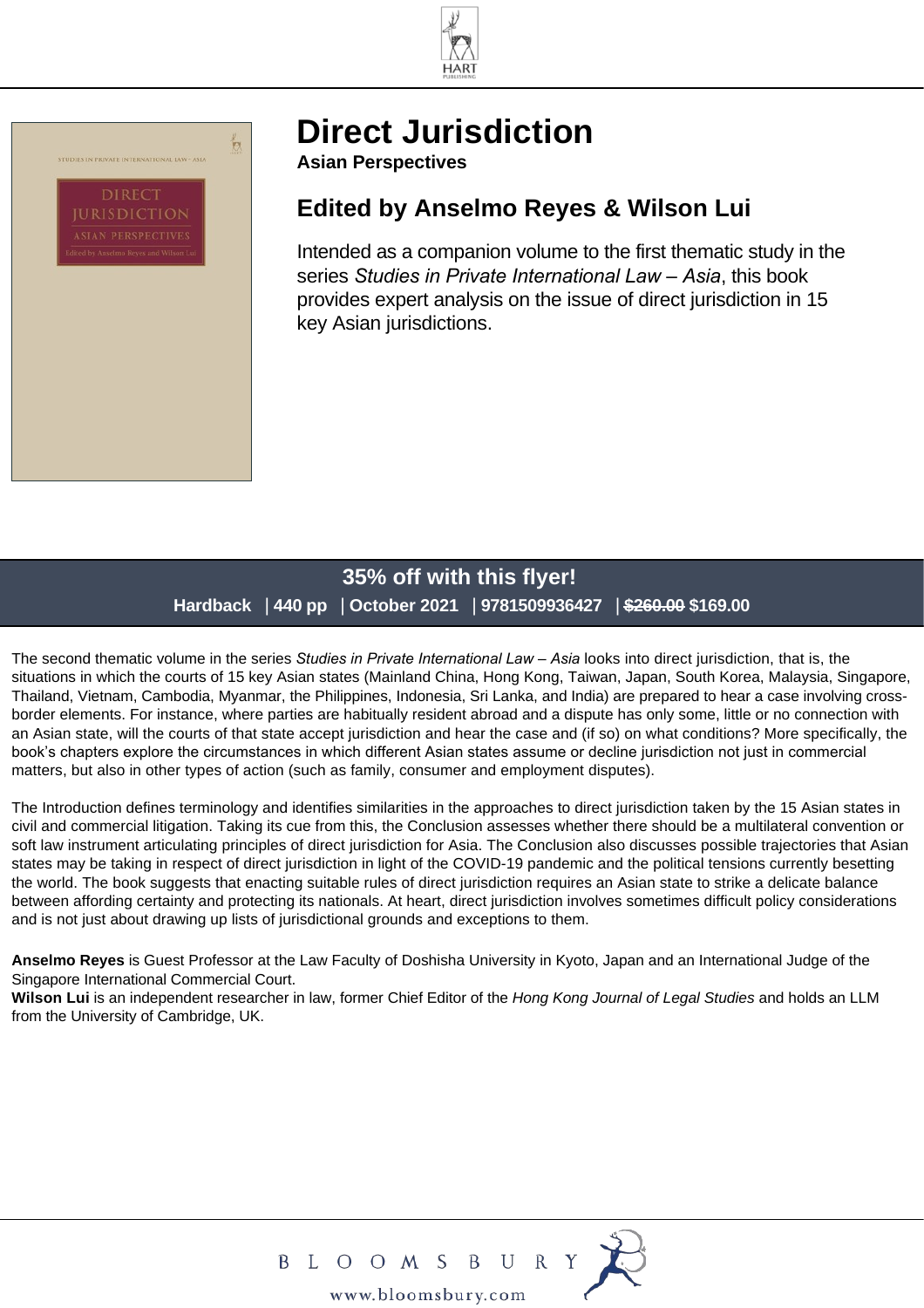# Direct Jurisdiction

**Asian Perspectives**

## Edited by Anselmo Reyes & Wilson Lui

Intended as a companion volume to the first thematic study in the series *Studies in Private International Law – Asia*, this book provides expert analysis on the issue of direct jurisdiction in 15 key Asian jurisdictions.

## 35% off with this flyer!

**Hardback | 440 pp | October 2021 | 9781509936427 | ~~$260.00~~ $169.00**

The second thematic volume in the series *Studies in Private International Law – Asia* looks into direct jurisdiction, that is, the situations in which the courts of 15 key Asian states (Mainland China, Hong Kong, Taiwan, Japan, South Korea, Malaysia, Singapore, Thailand, Vietnam, Cambodia, Myanmar, the Philippines, Indonesia, Sri Lanka, and India) are prepared to hear a case involving cross-border elements. For instance, where parties are habitually resident abroad and a dispute has only some, little or no connection with an Asian state, will the courts of that state accept jurisdiction and hear the case and (if so) on what conditions? More specifically, the book's chapters explore the circumstances in which different Asian states assume or decline jurisdiction not just in commercial matters, but also in other types of action (such as family, consumer and employment disputes).

The Introduction defines terminology and identifies similarities in the approaches to direct jurisdiction taken by the 15 Asian states in civil and commercial litigation. Taking its cue from this, the Conclusion assesses whether there should be a multilateral convention or soft law instrument articulating principles of direct jurisdiction for Asia. The Conclusion also discusses possible trajectories that Asian states may be taking in respect of direct jurisdiction in light of the COVID-19 pandemic and the political tensions currently besetting the world. The book suggests that enacting suitable rules of direct jurisdiction requires an Asian state to strike a delicate balance between affording certainty and protecting its nationals. At heart, direct jurisdiction involves sometimes difficult policy considerations and is not just about drawing up lists of jurisdictional grounds and exceptions to them.

**Anselmo Reyes** is Guest Professor at the Law Faculty of Doshisha University in Kyoto, Japan and an International Judge of the Singapore International Commercial Court.
**Wilson Lui** is an independent researcher in law, former Chief Editor of the *Hong Kong Journal of Legal Studies* and holds an LLM from the University of Cambridge, UK.

BLOOMSBURY

www.bloomsbury.com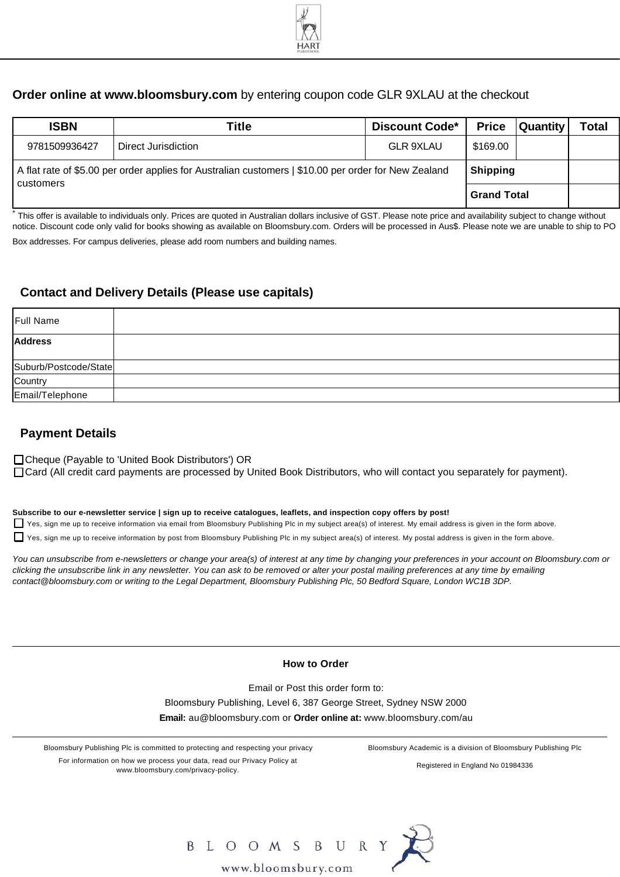**Order online at www.bloomsbury.com** by entering coupon code GLR 9XLAU at the checkout

| ISBN | Title | Discount Code* | Price | Quantity | Total |
|---|---|---|---|---|---|
| 9781509936427 | Direct Jurisdiction | GLR 9XLAU | $169.00 | | |
| A flat rate of $5.00 per order applies for Australian customers \| $10.00 per order for New Zealand customers | | | **Shipping** | | |
| | | | **Grand Total** | | |

* This offer is available to individuals only. Prices are quoted in Australian dollars inclusive of GST. Please note price and availability subject to change without notice. Discount code only valid for books showing as available on Bloomsbury.com. Orders will be processed in Aus$. Please note we are unable to ship to PO Box addresses. For campus deliveries, please add room numbers and building names.

## Contact and Delivery Details (Please use capitals)

| | |
|---|---|
| Full Name | |
| **Address** | |
| Suburb/Postcode/State | |
| Country | |
| Email/Telephone | |

## Payment Details

- ☐ Cheque (Payable to 'United Book Distributors') OR
- ☐ Card (All credit card payments are processed by United Book Distributors, who will contact you separately for payment).

**Subscribe to our e-newsletter service | sign up to receive catalogues, leaflets, and inspection copy offers by post!**

- ☐ Yes, sign me up to receive information via email from Bloomsbury Publishing Plc in my subject area(s) of interest. My email address is given in the form above.
- ☐ Yes, sign me up to receive information by post from Bloomsbury Publishing Plc in my subject area(s) of interest. My postal address is given in the form above.

*You can unsubscribe from e-newsletters or change your area(s) of interest at any time by changing your preferences in your account on Bloomsbury.com or clicking the unsubscribe link in any newsletter. You can ask to be removed or alter your postal mailing preferences at any time by emailing contact@bloomsbury.com or writing to the Legal Department, Bloomsbury Publishing Plc, 50 Bedford Square, London WC1B 3DP.*

**How to Order**

Email or Post this order form to:

Bloomsbury Publishing, Level 6, 387 George Street, Sydney NSW 2000

**Email:** au@bloomsbury.com or **Order online at:** www.bloomsbury.com/au

Bloomsbury Publishing Plc is committed to protecting and respecting your privacy

For information on how we process your data, read our Privacy Policy at www.bloomsbury.com/privacy-policy.

Bloomsbury Academic is a division of Bloomsbury Publishing Plc

Registered in England No 01984336

BLOOMSBURY

www.bloomsbury.com